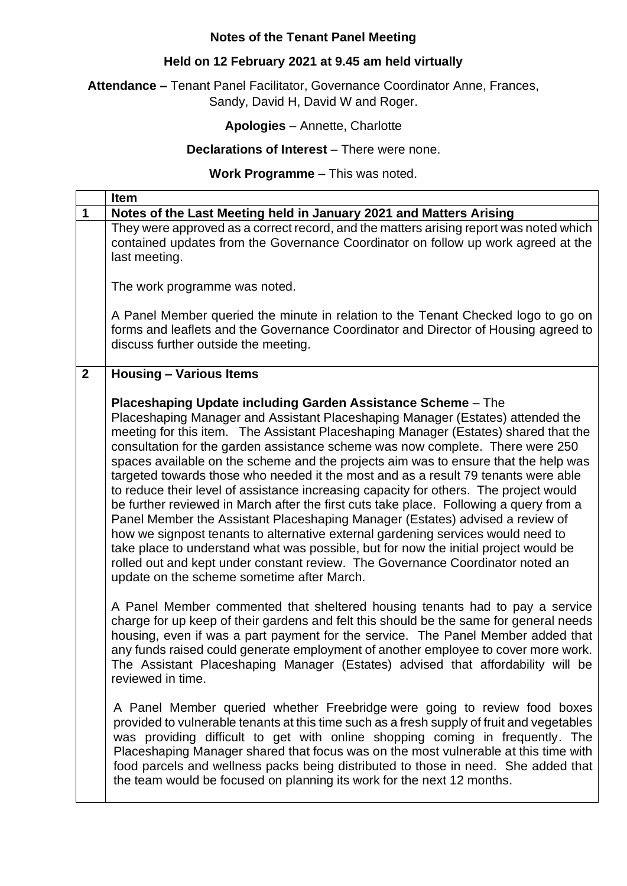# Notes of the Tenant Panel Meeting

## Held on 12 February 2021 at 9.45 am held virtually

**Attendance –** Tenant Panel Facilitator, Governance Coordinator Anne, Frances, Sandy, David H, David W and Roger.

**Apologies** – Annette, Charlotte

**Declarations of Interest** – There were none.

**Work Programme** – This was noted.

| | **Item** |
|---|---|
| **1** | **Notes of the Last Meeting held in January 2021 and Matters Arising** |
| | They were approved as a correct record, and the matters arising report was noted which contained updates from the Governance Coordinator on follow up work agreed at the last meeting.<br><br>The work programme was noted.<br><br>A Panel Member queried the minute in relation to the Tenant Checked logo to go on forms and leaflets and the Governance Coordinator and Director of Housing agreed to discuss further outside the meeting. |
| **2** | **Housing – Various Items**<br><br>**Placeshaping Update including Garden Assistance Scheme** – The Placeshaping Manager and Assistant Placeshaping Manager (Estates) attended the meeting for this item. The Assistant Placeshaping Manager (Estates) shared that the consultation for the garden assistance scheme was now complete. There were 250 spaces available on the scheme and the projects aim was to ensure that the help was targeted towards those who needed it the most and as a result 79 tenants were able to reduce their level of assistance increasing capacity for others. The project would be further reviewed in March after the first cuts take place. Following a query from a Panel Member the Assistant Placeshaping Manager (Estates) advised a review of how we signpost tenants to alternative external gardening services would need to take place to understand what was possible, but for now the initial project would be rolled out and kept under constant review. The Governance Coordinator noted an update on the scheme sometime after March.<br><br>A Panel Member commented that sheltered housing tenants had to pay a service charge for up keep of their gardens and felt this should be the same for general needs housing, even if was a part payment for the service. The Panel Member added that any funds raised could generate employment of another employee to cover more work. The Assistant Placeshaping Manager (Estates) advised that affordability will be reviewed in time.<br><br>A Panel Member queried whether Freebridge were going to review food boxes provided to vulnerable tenants at this time such as a fresh supply of fruit and vegetables was providing difficult to get with online shopping coming in frequently. The Placeshaping Manager shared that focus was on the most vulnerable at this time with food parcels and wellness packs being distributed to those in need. She added that the team would be focused on planning its work for the next 12 months. |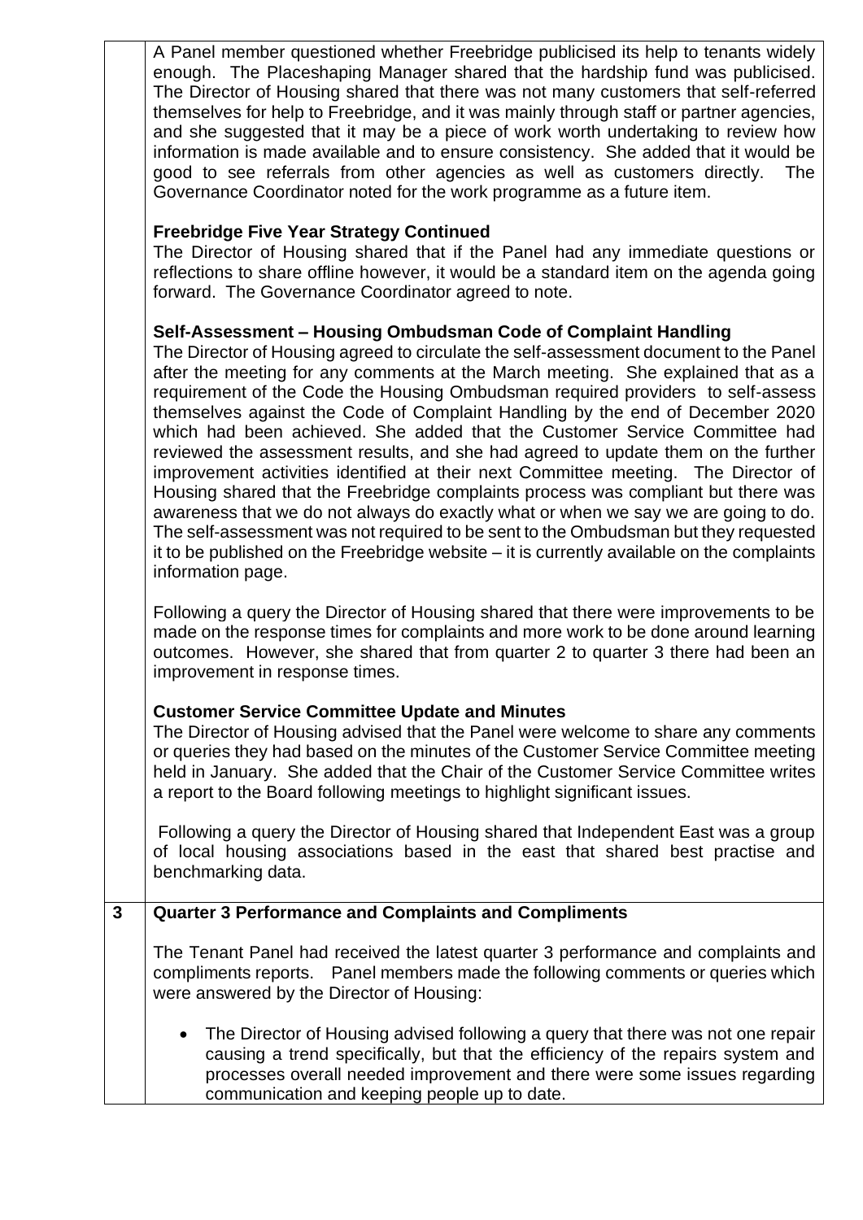| | |
|---|---|
| | A Panel member questioned whether Freebridge publicised its help to tenants widely enough. The Placeshaping Manager shared that the hardship fund was publicised. The Director of Housing shared that there was not many customers that self-referred themselves for help to Freebridge, and it was mainly through staff or partner agencies, and she suggested that it may be a piece of work worth undertaking to review how information is made available and to ensure consistency. She added that it would be good to see referrals from other agencies as well as customers directly. The Governance Coordinator noted for the work programme as a future item.<br><br>**Freebridge Five Year Strategy Continued**<br>The Director of Housing shared that if the Panel had any immediate questions or reflections to share offline however, it would be a standard item on the agenda going forward. The Governance Coordinator agreed to note.<br><br>**Self-Assessment – Housing Ombudsman Code of Complaint Handling**<br>The Director of Housing agreed to circulate the self-assessment document to the Panel after the meeting for any comments at the March meeting. She explained that as a requirement of the Code the Housing Ombudsman required providers to self-assess themselves against the Code of Complaint Handling by the end of December 2020 which had been achieved. She added that the Customer Service Committee had reviewed the assessment results, and she had agreed to update them on the further improvement activities identified at their next Committee meeting. The Director of Housing shared that the Freebridge complaints process was compliant but there was awareness that we do not always do exactly what or when we say we are going to do. The self-assessment was not required to be sent to the Ombudsman but they requested it to be published on the Freebridge website – it is currently available on the complaints information page.<br><br>Following a query the Director of Housing shared that there were improvements to be made on the response times for complaints and more work to be done around learning outcomes. However, she shared that from quarter 2 to quarter 3 there had been an improvement in response times.<br><br>**Customer Service Committee Update and Minutes**<br>The Director of Housing advised that the Panel were welcome to share any comments or queries they had based on the minutes of the Customer Service Committee meeting held in January. She added that the Chair of the Customer Service Committee writes a report to the Board following meetings to highlight significant issues.<br><br>Following a query the Director of Housing shared that Independent East was a group of local housing associations based in the east that shared best practise and benchmarking data. |
| **3** | **Quarter 3 Performance and Complaints and Compliments**<br><br>The Tenant Panel had received the latest quarter 3 performance and complaints and compliments reports. Panel members made the following comments or queries which were answered by the Director of Housing:<br><br>• The Director of Housing advised following a query that there was not one repair causing a trend specifically, but that the efficiency of the repairs system and processes overall needed improvement and there were some issues regarding communication and keeping people up to date. |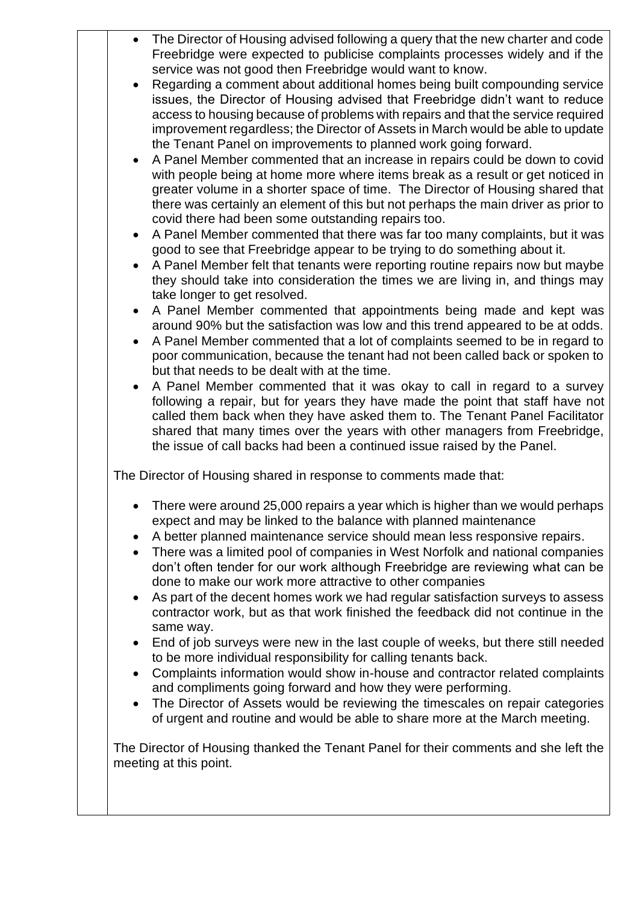- The Director of Housing advised following a query that the new charter and code Freebridge were expected to publicise complaints processes widely and if the service was not good then Freebridge would want to know.
- Regarding a comment about additional homes being built compounding service issues, the Director of Housing advised that Freebridge didn't want to reduce access to housing because of problems with repairs and that the service required improvement regardless; the Director of Assets in March would be able to update the Tenant Panel on improvements to planned work going forward.
- A Panel Member commented that an increase in repairs could be down to covid with people being at home more where items break as a result or get noticed in greater volume in a shorter space of time. The Director of Housing shared that there was certainly an element of this but not perhaps the main driver as prior to covid there had been some outstanding repairs too.
- A Panel Member commented that there was far too many complaints, but it was good to see that Freebridge appear to be trying to do something about it.
- A Panel Member felt that tenants were reporting routine repairs now but maybe they should take into consideration the times we are living in, and things may take longer to get resolved.
- A Panel Member commented that appointments being made and kept was around 90% but the satisfaction was low and this trend appeared to be at odds.
- A Panel Member commented that a lot of complaints seemed to be in regard to poor communication, because the tenant had not been called back or spoken to but that needs to be dealt with at the time.
- A Panel Member commented that it was okay to call in regard to a survey following a repair, but for years they have made the point that staff have not called them back when they have asked them to. The Tenant Panel Facilitator shared that many times over the years with other managers from Freebridge, the issue of call backs had been a continued issue raised by the Panel.

The Director of Housing shared in response to comments made that:

- There were around 25,000 repairs a year which is higher than we would perhaps expect and may be linked to the balance with planned maintenance
- A better planned maintenance service should mean less responsive repairs.
- There was a limited pool of companies in West Norfolk and national companies don't often tender for our work although Freebridge are reviewing what can be done to make our work more attractive to other companies
- As part of the decent homes work we had regular satisfaction surveys to assess contractor work, but as that work finished the feedback did not continue in the same way.
- End of job surveys were new in the last couple of weeks, but there still needed to be more individual responsibility for calling tenants back.
- Complaints information would show in-house and contractor related complaints and compliments going forward and how they were performing.
- The Director of Assets would be reviewing the timescales on repair categories of urgent and routine and would be able to share more at the March meeting.

The Director of Housing thanked the Tenant Panel for their comments and she left the meeting at this point.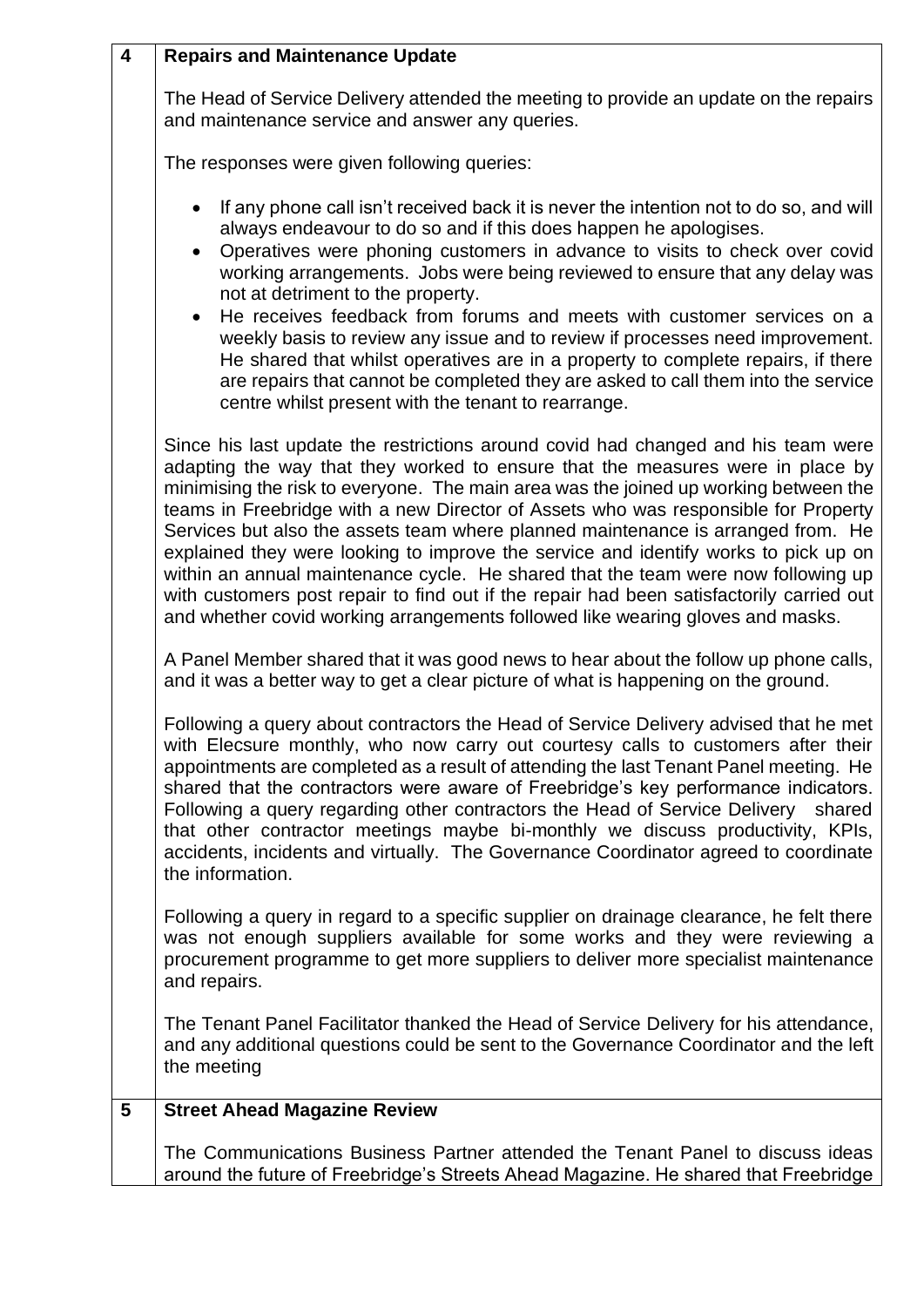| 4 | **Repairs and Maintenance Update** |
|---|---|
| | The Head of Service Delivery attended the meeting to provide an update on the repairs and maintenance service and answer any queries.<br><br>The responses were given following queries:<br><br>• If any phone call isn't received back it is never the intention not to do so, and will always endeavour to do so and if this does happen he apologises.<br>• Operatives were phoning customers in advance to visits to check over covid working arrangements. Jobs were being reviewed to ensure that any delay was not at detriment to the property.<br>• He receives feedback from forums and meets with customer services on a weekly basis to review any issue and to review if processes need improvement. He shared that whilst operatives are in a property to complete repairs, if there are repairs that cannot be completed they are asked to call them into the service centre whilst present with the tenant to rearrange.<br><br>Since his last update the restrictions around covid had changed and his team were adapting the way that they worked to ensure that the measures were in place by minimising the risk to everyone. The main area was the joined up working between the teams in Freebridge with a new Director of Assets who was responsible for Property Services but also the assets team where planned maintenance is arranged from. He explained they were looking to improve the service and identify works to pick up on within an annual maintenance cycle. He shared that the team were now following up with customers post repair to find out if the repair had been satisfactorily carried out and whether covid working arrangements followed like wearing gloves and masks.<br><br>A Panel Member shared that it was good news to hear about the follow up phone calls, and it was a better way to get a clear picture of what is happening on the ground.<br><br>Following a query about contractors the Head of Service Delivery advised that he met with Elecsure monthly, who now carry out courtesy calls to customers after their appointments are completed as a result of attending the last Tenant Panel meeting. He shared that the contractors were aware of Freebridge's key performance indicators. Following a query regarding other contractors the Head of Service Delivery shared that other contractor meetings maybe bi-monthly we discuss productivity, KPIs, accidents, incidents and virtually. The Governance Coordinator agreed to coordinate the information.<br><br>Following a query in regard to a specific supplier on drainage clearance, he felt there was not enough suppliers available for some works and they were reviewing a procurement programme to get more suppliers to deliver more specialist maintenance and repairs.<br><br>The Tenant Panel Facilitator thanked the Head of Service Delivery for his attendance, and any additional questions could be sent to the Governance Coordinator and the left the meeting |
| 5 | **Street Ahead Magazine Review** |
| | The Communications Business Partner attended the Tenant Panel to discuss ideas around the future of Freebridge's Streets Ahead Magazine. He shared that Freebridge |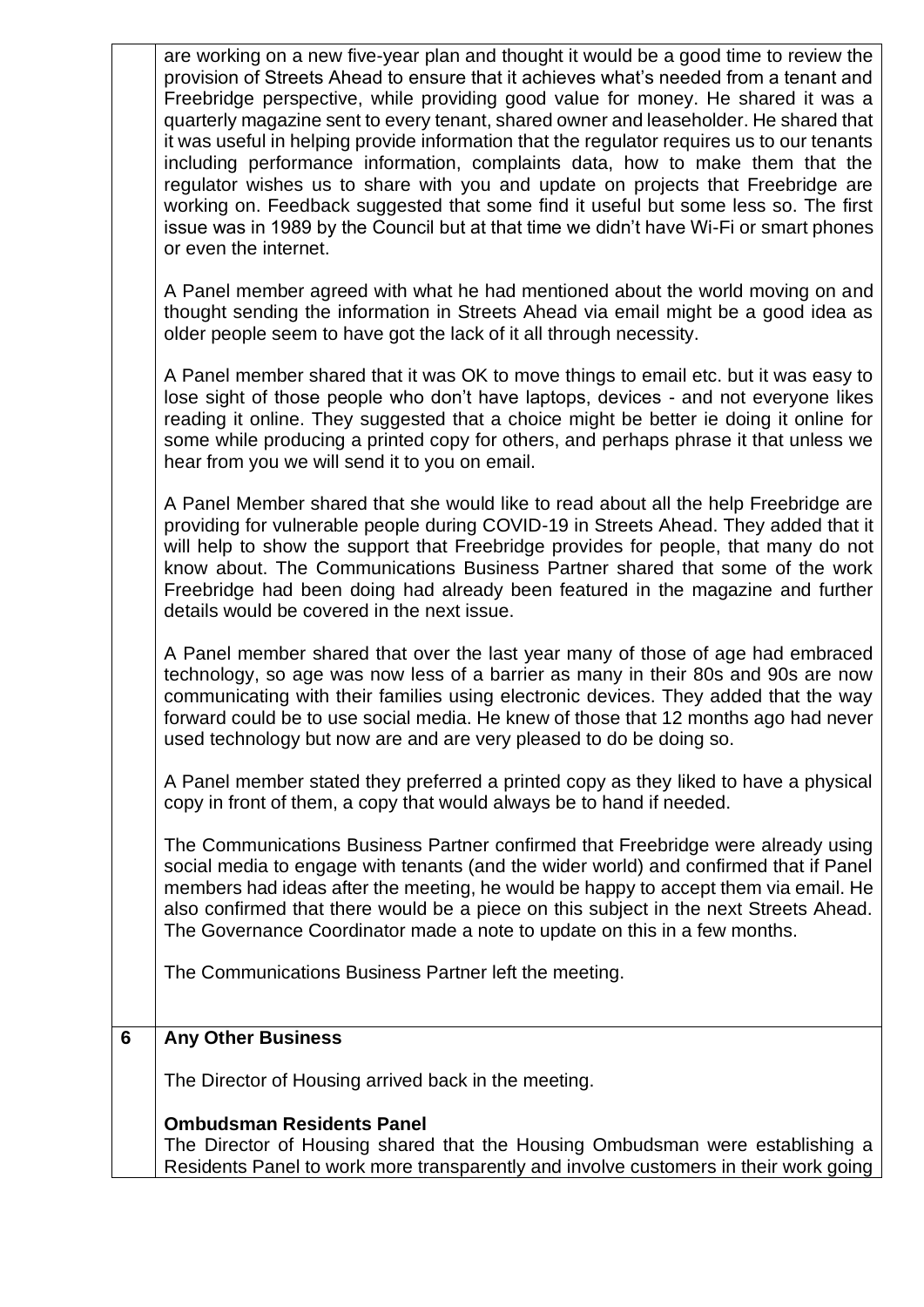| | |
|---|---|
| | are working on a new five-year plan and thought it would be a good time to review the provision of Streets Ahead to ensure that it achieves what's needed from a tenant and Freebridge perspective, while providing good value for money. He shared it was a quarterly magazine sent to every tenant, shared owner and leaseholder. He shared that it was useful in helping provide information that the regulator requires us to our tenants including performance information, complaints data, how to make them that the regulator wishes us to share with you and update on projects that Freebridge are working on. Feedback suggested that some find it useful but some less so. The first issue was in 1989 by the Council but at that time we didn't have Wi-Fi or smart phones or even the internet.<br><br>A Panel member agreed with what he had mentioned about the world moving on and thought sending the information in Streets Ahead via email might be a good idea as older people seem to have got the lack of it all through necessity.<br><br>A Panel member shared that it was OK to move things to email etc. but it was easy to lose sight of those people who don't have laptops, devices - and not everyone likes reading it online. They suggested that a choice might be better ie doing it online for some while producing a printed copy for others, and perhaps phrase it that unless we hear from you we will send it to you on email.<br><br>A Panel Member shared that she would like to read about all the help Freebridge are providing for vulnerable people during COVID-19 in Streets Ahead. They added that it will help to show the support that Freebridge provides for people, that many do not know about. The Communications Business Partner shared that some of the work Freebridge had been doing had already been featured in the magazine and further details would be covered in the next issue.<br><br>A Panel member shared that over the last year many of those of age had embraced technology, so age was now less of a barrier as many in their 80s and 90s are now communicating with their families using electronic devices. They added that the way forward could be to use social media. He knew of those that 12 months ago had never used technology but now are and are very pleased to do be doing so.<br><br>A Panel member stated they preferred a printed copy as they liked to have a physical copy in front of them, a copy that would always be to hand if needed.<br><br>The Communications Business Partner confirmed that Freebridge were already using social media to engage with tenants (and the wider world) and confirmed that if Panel members had ideas after the meeting, he would be happy to accept them via email. He also confirmed that there would be a piece on this subject in the next Streets Ahead. The Governance Coordinator made a note to update on this in a few months.<br><br>The Communications Business Partner left the meeting. |
| **6** | **Any Other Business**<br><br>The Director of Housing arrived back in the meeting.<br><br>**Ombudsman Residents Panel**<br>The Director of Housing shared that the Housing Ombudsman were establishing a Residents Panel to work more transparently and involve customers in their work going |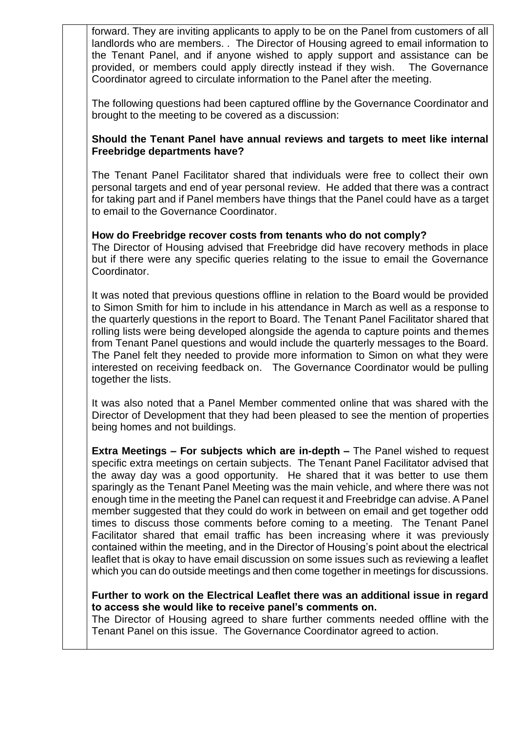forward. They are inviting applicants to apply to be on the Panel from customers of all landlords who are members. . The Director of Housing agreed to email information to the Tenant Panel, and if anyone wished to apply support and assistance can be provided, or members could apply directly instead if they wish. The Governance Coordinator agreed to circulate information to the Panel after the meeting.

The following questions had been captured offline by the Governance Coordinator and brought to the meeting to be covered as a discussion:

**Should the Tenant Panel have annual reviews and targets to meet like internal Freebridge departments have?**

The Tenant Panel Facilitator shared that individuals were free to collect their own personal targets and end of year personal review. He added that there was a contract for taking part and if Panel members have things that the Panel could have as a target to email to the Governance Coordinator.

**How do Freebridge recover costs from tenants who do not comply?**

The Director of Housing advised that Freebridge did have recovery methods in place but if there were any specific queries relating to the issue to email the Governance Coordinator.

It was noted that previous questions offline in relation to the Board would be provided to Simon Smith for him to include in his attendance in March as well as a response to the quarterly questions in the report to Board. The Tenant Panel Facilitator shared that rolling lists were being developed alongside the agenda to capture points and themes from Tenant Panel questions and would include the quarterly messages to the Board. The Panel felt they needed to provide more information to Simon on what they were interested on receiving feedback on. The Governance Coordinator would be pulling together the lists.

It was also noted that a Panel Member commented online that was shared with the Director of Development that they had been pleased to see the mention of properties being homes and not buildings.

**Extra Meetings – For subjects which are in-depth –** The Panel wished to request specific extra meetings on certain subjects. The Tenant Panel Facilitator advised that the away day was a good opportunity. He shared that it was better to use them sparingly as the Tenant Panel Meeting was the main vehicle, and where there was not enough time in the meeting the Panel can request it and Freebridge can advise. A Panel member suggested that they could do work in between on email and get together odd times to discuss those comments before coming to a meeting. The Tenant Panel Facilitator shared that email traffic has been increasing where it was previously contained within the meeting, and in the Director of Housing's point about the electrical leaflet that is okay to have email discussion on some issues such as reviewing a leaflet which you can do outside meetings and then come together in meetings for discussions.

**Further to work on the Electrical Leaflet there was an additional issue in regard to access she would like to receive panel's comments on.**

The Director of Housing agreed to share further comments needed offline with the Tenant Panel on this issue. The Governance Coordinator agreed to action.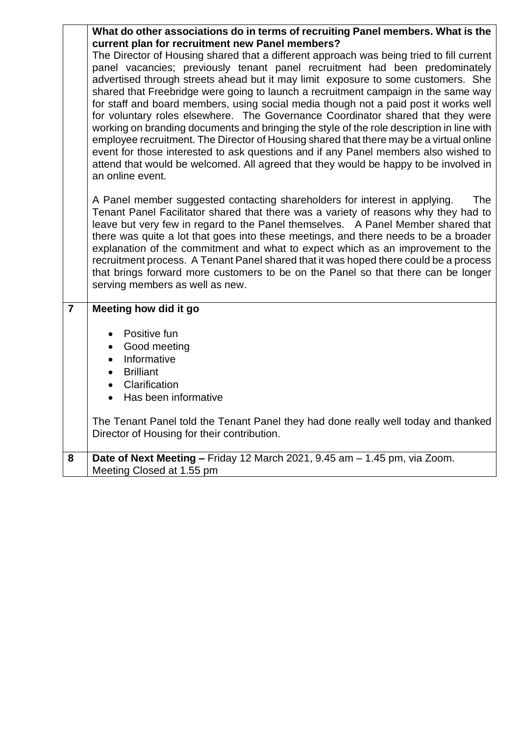| | |
|---|---|
| | **What do other associations do in terms of recruiting Panel members. What is the current plan for recruitment new Panel members?**<br>The Director of Housing shared that a different approach was being tried to fill current panel vacancies; previously tenant panel recruitment had been predominately advertised through streets ahead but it may limit exposure to some customers. She shared that Freebridge were going to launch a recruitment campaign in the same way for staff and board members, using social media though not a paid post it works well for voluntary roles elsewhere. The Governance Coordinator shared that they were working on branding documents and bringing the style of the role description in line with employee recruitment. The Director of Housing shared that there may be a virtual online event for those interested to ask questions and if any Panel members also wished to attend that would be welcomed. All agreed that they would be happy to be involved in an online event.<br><br>A Panel member suggested contacting shareholders for interest in applying. The Tenant Panel Facilitator shared that there was a variety of reasons why they had to leave but very few in regard to the Panel themselves. A Panel Member shared that there was quite a lot that goes into these meetings, and there needs to be a broader explanation of the commitment and what to expect which as an improvement to the recruitment process. A Tenant Panel shared that it was hoped there could be a process that brings forward more customers to be on the Panel so that there can be longer serving members as well as new. |
| **7** | **Meeting how did it go**<br><br>• Positive fun<br>• Good meeting<br>• Informative<br>• Brilliant<br>• Clarification<br>• Has been informative<br><br>The Tenant Panel told the Tenant Panel they had done really well today and thanked Director of Housing for their contribution. |
| **8** | **Date of Next Meeting –** Friday 12 March 2021, 9.45 am – 1.45 pm, via Zoom.<br>Meeting Closed at 1.55 pm |